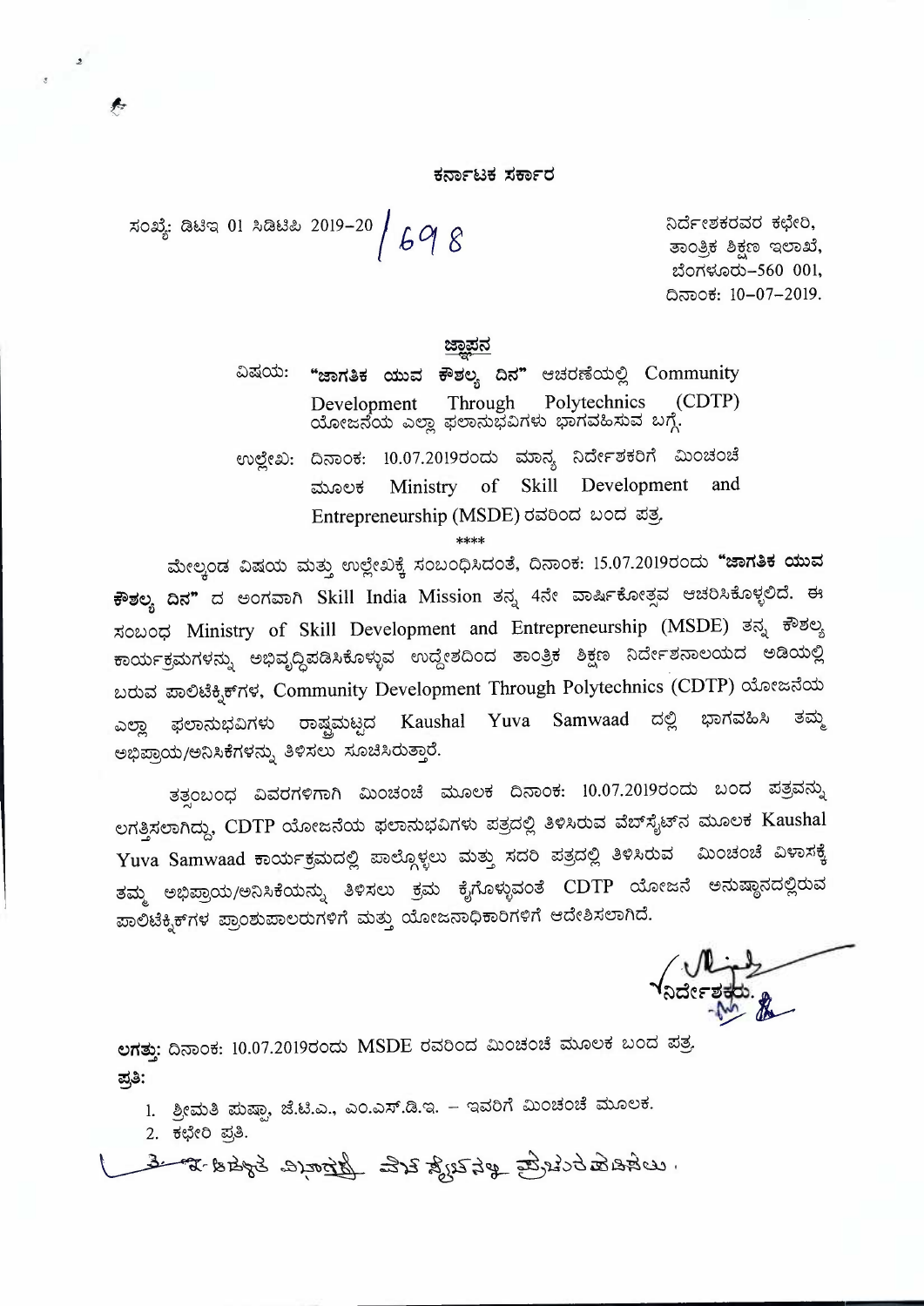**ಕರ್ನಾಟಕ ಸರ್ಕಾರ**

ಸಂಖ್ಯೆ: ಡಿಟಿಇ 01 ಸಿಡಿಟಿಪಿ 2019–20 / 698

ನಿರ್ದೇಶಕರವರ ಕಛೇರಿ,
ತಾಂತ್ರಿಕ ಶಿಕ್ಷಣ ಇಲಾಖೆ,
ಬೆಂಗಳೂರು–560 001,
ದಿನಾಂಕ: 10–07–2019.

**ಜ್ಞಾಪನ**

ವಿಷಯ: **"ಜಾಗತಿಕ ಯುವ ಕೌಶಲ್ಯ ದಿನ"** ಆಚರಣೆಯಲ್ಲಿ Community Development Through Polytechnics (CDTP) ಯೋಜನೆಯ ಎಲ್ಲಾ ಫಲಾನುಭವಿಗಳು ಭಾಗವಹಿಸುವ ಬಗ್ಗೆ.

ಉಲ್ಲೇಖ: ದಿನಾಂಕ: 10.07.2019ರಂದು ಮಾನ್ಯ ನಿರ್ದೇಶಕರಿಗೆ ಮಿಂಚಂಚೆ ಮೂಲಕ Ministry of Skill Development and Entrepreneurship (MSDE) ರವರಿಂದ ಬಂದ ಪತ್ರ.

\*\*\*\*

ಮೇಲ್ಕಂಡ ವಿಷಯ ಮತ್ತು ಉಲ್ಲೇಖಕ್ಕೆ ಸಂಬಂಧಿಸಿದಂತೆ, ದಿನಾಂಕ: 15.07.2019ರಂದು **"ಜಾಗತಿಕ ಯುವ ಕೌಶಲ್ಯ ದಿನ"** ದ ಅಂಗವಾಗಿ Skill India Mission ತನ್ನ 4ನೇ ವಾರ್ಷಿಕೋತ್ಸವ ಆಚರಿಸಿಕೊಳ್ಳಲಿದೆ. ಈ ಸಂಬಂಧ Ministry of Skill Development and Entrepreneurship (MSDE) ತನ್ನ ಕೌಶಲ್ಯ ಕಾರ್ಯಕ್ರಮಗಳನ್ನು ಅಭಿವೃದ್ಧಿಪಡಿಸಿಕೊಳ್ಳುವ ಉದ್ದೇಶದಿಂದ ತಾಂತ್ರಿಕ ಶಿಕ್ಷಣ ನಿರ್ದೇಶನಾಲಯದ ಅಡಿಯಲ್ಲಿ ಬರುವ ಪಾಲಿಟೆಕ್ನಿಕ್‌ಗಳ, Community Development Through Polytechnics (CDTP) ಯೋಜನೆಯ ಎಲ್ಲಾ ಫಲಾನುಭವಿಗಳು ರಾಷ್ಟ್ರಮಟ್ಟದ Kaushal Yuva Samwaad ದಲ್ಲಿ ಭಾಗವಹಿಸಿ ತಮ್ಮ ಅಭಿಪ್ರಾಯ/ಅನಿಸಿಕೆಗಳನ್ನು ತಿಳಿಸಲು ಸೂಚಿಸಿರುತ್ತಾರೆ.

ತತ್ಸಂಬಂಧ ವಿವರಗಳಿಗಾಗಿ ಮಿಂಚಂಚೆ ಮೂಲಕ ದಿನಾಂಕ: 10.07.2019ರಂದು ಬಂದ ಪತ್ರವನ್ನು ಲಗತ್ತಿಸಲಾಗಿದ್ದು, CDTP ಯೋಜನೆಯ ಫಲಾನುಭವಿಗಳು ಪತ್ರದಲ್ಲಿ ತಿಳಿಸಿರುವ ವೆಬ್‌ಸೈಟ್‌ನ ಮೂಲಕ Kaushal Yuva Samwaad ಕಾರ್ಯಕ್ರಮದಲ್ಲಿ ಪಾಲ್ಗೊಳ್ಳಲು ಮತ್ತು ಸದರಿ ಪತ್ರದಲ್ಲಿ ತಿಳಿಸಿರುವ ಮಿಂಚಂಚೆ ವಿಳಾಸಕ್ಕೆ ತಮ್ಮ ಅಭಿಪ್ರಾಯ/ಅನಿಸಿಕೆಯನ್ನು ತಿಳಿಸಲು ಕ್ರಮ ಕೈಗೊಳ್ಳುವಂತೆ CDTP ಯೋಜನೆ ಅನುಷ್ಠಾನದಲ್ಲಿರುವ ಪಾಲಿಟೆಕ್ನಿಕ್‌ಗಳ ಪ್ರಾಂಶುಪಾಲರುಗಳಿಗೆ ಮತ್ತು ಯೋಜನಾಧಿಕಾರಿಗಳಿಗೆ ಆದೇಶಿಸಲಾಗಿದೆ.

ನಿರ್ದೇಶಕರು.

**ಲಗತ್ತು:** ದಿನಾಂಕ: 10.07.2019ರಂದು MSDE ರವರಿಂದ ಮಿಂಚಂಚೆ ಮೂಲಕ ಬಂದ ಪತ್ರ.

**ಪ್ರತಿ:**

1. ಶ್ರೀಮತಿ ಪುಷ್ಪಾ, ಜೆ.ಟಿ.ಎ., ಎಂ.ಎಸ್.ಡಿ.ಇ. – ಇವರಿಗೆ ಮಿಂಚಂಚೆ ಮೂಲಕ.
2. ಕಛೇರಿ ಪ್ರತಿ.
3. ಇ-ಆಡಳಿತ ವಿಭಾಗಕ್ಕೆ ವೆಬ್ ಸೈಟ್‌ನಲ್ಲಿ ಪ್ರಕಟಿಸಲು.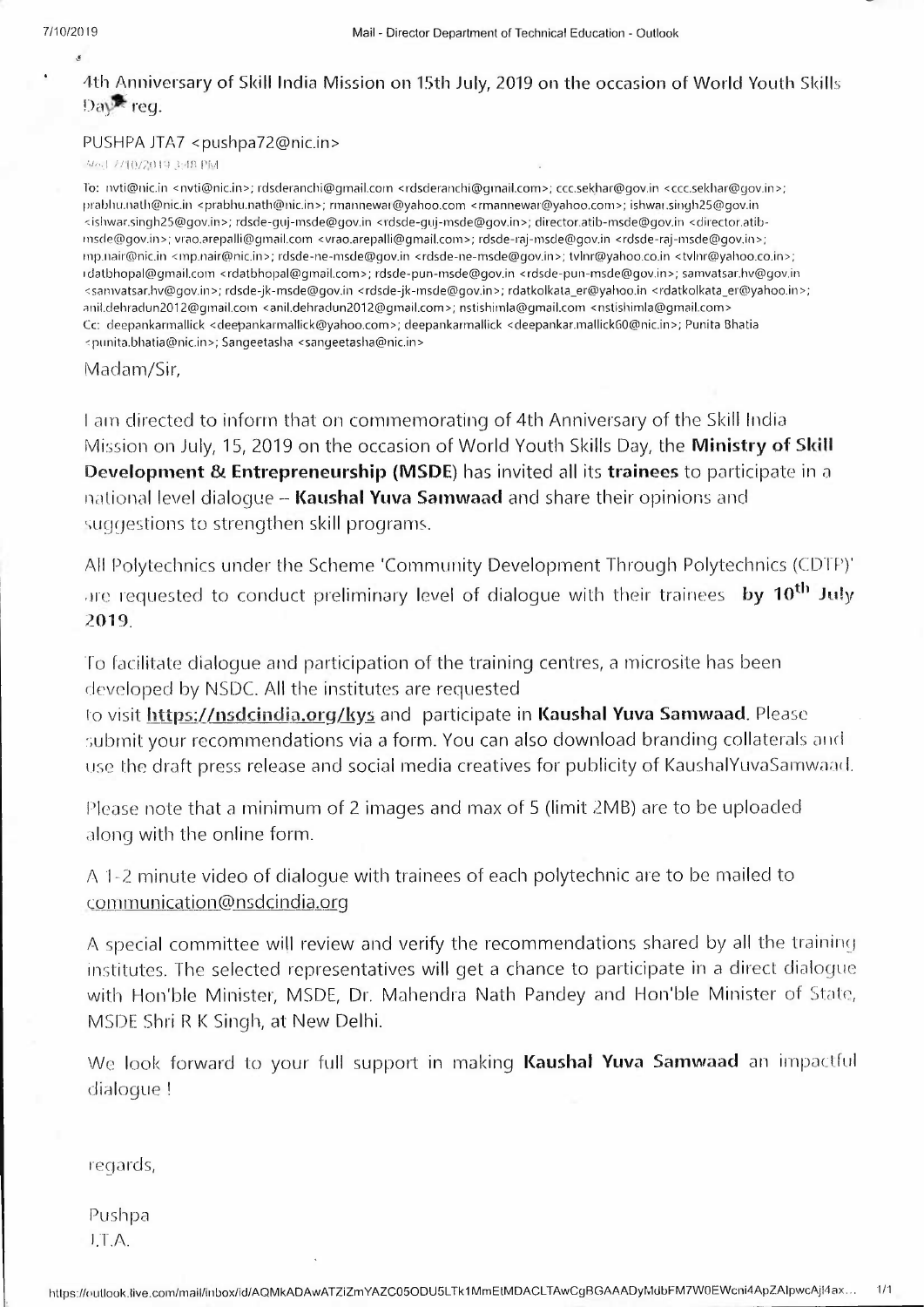# 4th Anniversary of Skill India Mission on 15th July, 2019 on the occasion of World Youth Skills Day reg.

PUSHPA JTA7 <pushpa72@nic.in>

Wed 7/10/2019 3:48 PM

To: nvti@nic.in <nvti@nic.in>; rdsderanchi@gmail.com <rdsderanchi@gmail.com>; ccc.sekhar@gov.in <ccc.sekhar@gov.in>; prabhu.nath@nic.in <prabhu.nath@nic.in>; rmannewar@yahoo.com <rmannewar@yahoo.com>; ishwar.singh25@gov.in <ishwar.singh25@gov.in>; rdsde-guj-msde@gov.in <rdsde-guj-msde@gov.in>; director.atib-msde@gov.in <director.atib-msde@gov.in>; vrao.arepalli@gmail.com <vrao.arepalli@gmail.com>; rdsde-raj-msde@gov.in <rdsde-raj-msde@gov.in>; mp.nair@nic.in <mp.nair@nic.in>; rdsde-ne-msde@gov.in <rdsde-ne-msde@gov.in>; tvlnr@yahoo.co.in <tvlnr@yahoo.co.in>; rdatbhopal@gmail.com <rdatbhopal@gmail.com>; rdsde-pun-msde@gov.in <rdsde-pun-msde@gov.in>; samvatsar.hv@gov.in <samvatsar.hv@gov.in>; rdsde-jk-msde@gov.in <rdsde-jk-msde@gov.in>; rdatkolkata_er@yahoo.in <rdatkolkata_er@yahoo.in>; anil.dehradun2012@gmail.com <anil.dehradun2012@gmail.com>; nstishimla@gmail.com <nstishimla@gmail.com>
Cc: deepankarmallick <deepankarmallick@yahoo.com>; deepankarmallick <deepankar.mallick60@nic.in>; Punita Bhatia <punita.bhatia@nic.in>; Sangeetasha <sangeetasha@nic.in>

Madam/Sir,

I am directed to inform that on commemorating of 4th Anniversary of the Skill India Mission on July, 15, 2019 on the occasion of World Youth Skills Day, the **Ministry of Skill Development & Entrepreneurship (MSDE)** has invited all its **trainees** to participate in a national level dialogue – **Kaushal Yuva Samwaad** and share their opinions and suggestions to strengthen skill programs.

All Polytechnics under the Scheme 'Community Development Through Polytechnics (CDTP)' are requested to conduct preliminary level of dialogue with their trainees **by 10th July 2019**.

To facilitate dialogue and participation of the training centres, a microsite has been developed by NSDC. All the institutes are requested to visit **https://nsdcindia.org/kys** and participate in **Kaushal Yuva Samwaad**. Please submit your recommendations via a form. You can also download branding collaterals and use the draft press release and social media creatives for publicity of KaushalYuvaSamwaad.

Please note that a minimum of 2 images and max of 5 (limit 2MB) are to be uploaded along with the online form.

A 1-2 minute video of dialogue with trainees of each polytechnic are to be mailed to communication@nsdcindia.org

A special committee will review and verify the recommendations shared by all the training institutes. The selected representatives will get a chance to participate in a direct dialogue with Hon'ble Minister, MSDE, Dr. Mahendra Nath Pandey and Hon'ble Minister of State, MSDE Shri R K Singh, at New Delhi.

We look forward to your full support in making **Kaushal Yuva Samwaad** an impactful dialogue !

regards,

Pushpa
J.T.A.